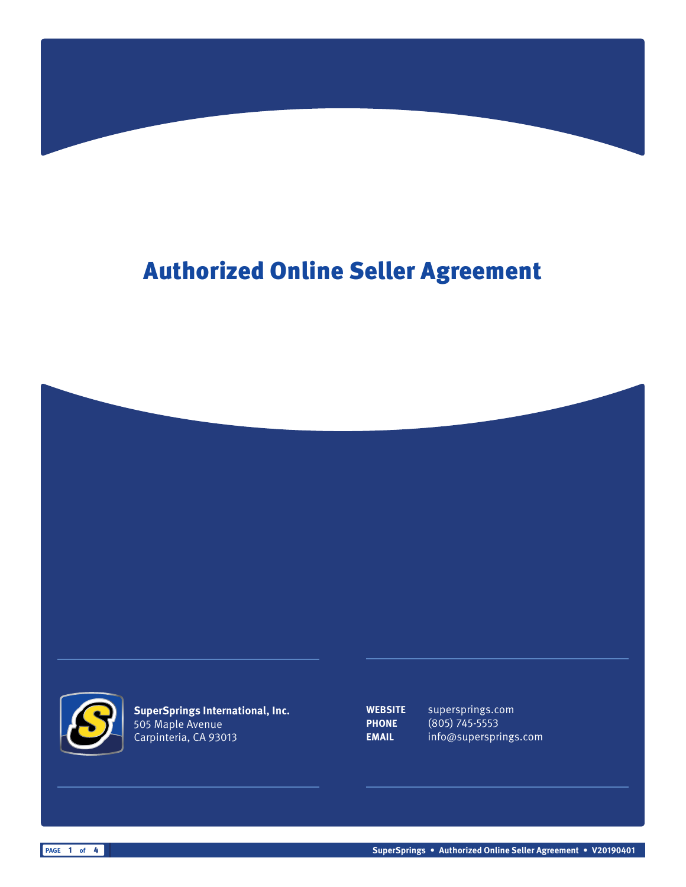# Authorized Online Seller Agreement

**SuperSprings International, Inc.**
505 Maple Avenue
Carpinteria, CA 93013

**WEBSITE** supersprings.com
**PHONE** (805) 745-5553
**EMAIL** info@supersprings.com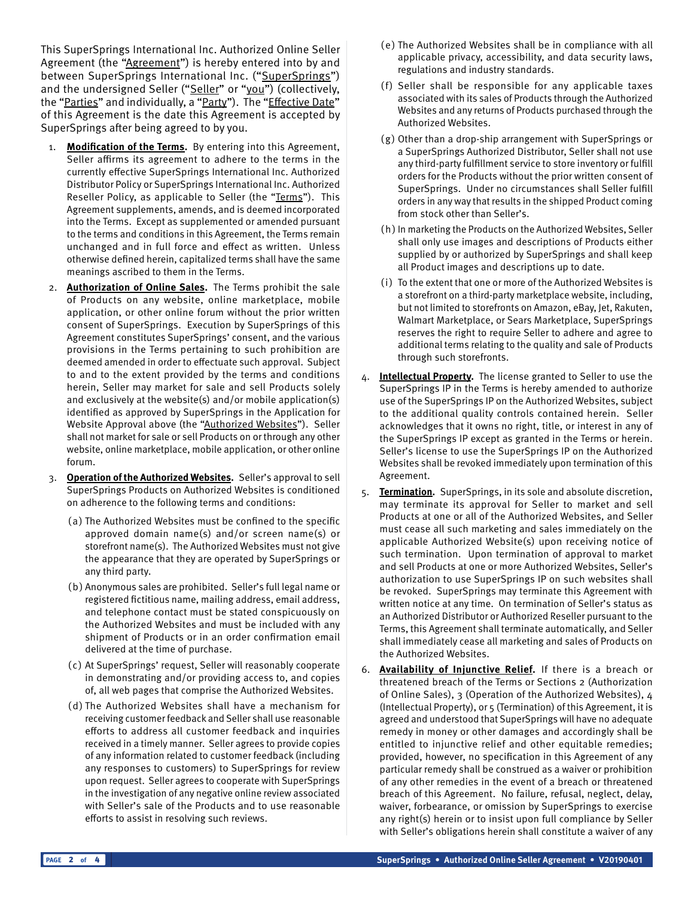This SuperSprings International Inc. Authorized Online Seller Agreement (the "Agreement") is hereby entered into by and between SuperSprings International Inc. ("SuperSprings") and the undersigned Seller ("Seller" or "you") (collectively, the "Parties" and individually, a "Party"). The "Effective Date" of this Agreement is the date this Agreement is accepted by SuperSprings after being agreed to by you.

1. **Modification of the Terms.** By entering into this Agreement, Seller affirms its agreement to adhere to the terms in the currently effective SuperSprings International Inc. Authorized Distributor Policy or SuperSprings International Inc. Authorized Reseller Policy, as applicable to Seller (the "Terms"). This Agreement supplements, amends, and is deemed incorporated into the Terms. Except as supplemented or amended pursuant to the terms and conditions in this Agreement, the Terms remain unchanged and in full force and effect as written. Unless otherwise defined herein, capitalized terms shall have the same meanings ascribed to them in the Terms.

2. **Authorization of Online Sales.** The Terms prohibit the sale of Products on any website, online marketplace, mobile application, or other online forum without the prior written consent of SuperSprings. Execution by SuperSprings of this Agreement constitutes SuperSprings' consent, and the various provisions in the Terms pertaining to such prohibition are deemed amended in order to effectuate such approval. Subject to and to the extent provided by the terms and conditions herein, Seller may market for sale and sell Products solely and exclusively at the website(s) and/or mobile application(s) identified as approved by SuperSprings in the Application for Website Approval above (the "Authorized Websites"). Seller shall not market for sale or sell Products on or through any other website, online marketplace, mobile application, or other online forum.

3. **Operation of the Authorized Websites.** Seller's approval to sell SuperSprings Products on Authorized Websites is conditioned on adherence to the following terms and conditions:

   (a) The Authorized Websites must be confined to the specific approved domain name(s) and/or screen name(s) or storefront name(s). The Authorized Websites must not give the appearance that they are operated by SuperSprings or any third party.

   (b) Anonymous sales are prohibited. Seller's full legal name or registered fictitious name, mailing address, email address, and telephone contact must be stated conspicuously on the Authorized Websites and must be included with any shipment of Products or in an order confirmation email delivered at the time of purchase.

   (c) At SuperSprings' request, Seller will reasonably cooperate in demonstrating and/or providing access to, and copies of, all web pages that comprise the Authorized Websites.

   (d) The Authorized Websites shall have a mechanism for receiving customer feedback and Seller shall use reasonable efforts to address all customer feedback and inquiries received in a timely manner. Seller agrees to provide copies of any information related to customer feedback (including any responses to customers) to SuperSprings for review upon request. Seller agrees to cooperate with SuperSprings in the investigation of any negative online review associated with Seller's sale of the Products and to use reasonable efforts to assist in resolving such reviews.

   (e) The Authorized Websites shall be in compliance with all applicable privacy, accessibility, and data security laws, regulations and industry standards.

   (f) Seller shall be responsible for any applicable taxes associated with its sales of Products through the Authorized Websites and any returns of Products purchased through the Authorized Websites.

   (g) Other than a drop-ship arrangement with SuperSprings or a SuperSprings Authorized Distributor, Seller shall not use any third-party fulfillment service to store inventory or fulfill orders for the Products without the prior written consent of SuperSprings. Under no circumstances shall Seller fulfill orders in any way that results in the shipped Product coming from stock other than Seller's.

   (h) In marketing the Products on the Authorized Websites, Seller shall only use images and descriptions of Products either supplied by or authorized by SuperSprings and shall keep all Product images and descriptions up to date.

   (i) To the extent that one or more of the Authorized Websites is a storefront on a third-party marketplace website, including, but not limited to storefronts on Amazon, eBay, Jet, Rakuten, Walmart Marketplace, or Sears Marketplace, SuperSprings reserves the right to require Seller to adhere and agree to additional terms relating to the quality and sale of Products through such storefronts.

4. **Intellectual Property.** The license granted to Seller to use the SuperSprings IP in the Terms is hereby amended to authorize use of the SuperSprings IP on the Authorized Websites, subject to the additional quality controls contained herein. Seller acknowledges that it owns no right, title, or interest in any of the SuperSprings IP except as granted in the Terms or herein. Seller's license to use the SuperSprings IP on the Authorized Websites shall be revoked immediately upon termination of this Agreement.

5. **Termination.** SuperSprings, in its sole and absolute discretion, may terminate its approval for Seller to market and sell Products at one or all of the Authorized Websites, and Seller must cease all such marketing and sales immediately on the applicable Authorized Website(s) upon receiving notice of such termination. Upon termination of approval to market and sell Products at one or more Authorized Websites, Seller's authorization to use SuperSprings IP on such websites shall be revoked. SuperSprings may terminate this Agreement with written notice at any time. On termination of Seller's status as an Authorized Distributor or Authorized Reseller pursuant to the Terms, this Agreement shall terminate automatically, and Seller shall immediately cease all marketing and sales of Products on the Authorized Websites.

6. **Availability of Injunctive Relief.** If there is a breach or threatened breach of the Terms or Sections 2 (Authorization of Online Sales), 3 (Operation of the Authorized Websites), 4 (Intellectual Property), or 5 (Termination) of this Agreement, it is agreed and understood that SuperSprings will have no adequate remedy in money or other damages and accordingly shall be entitled to injunctive relief and other equitable remedies; provided, however, no specification in this Agreement of any particular remedy shall be construed as a waiver or prohibition of any other remedies in the event of a breach or threatened breach of this Agreement. No failure, refusal, neglect, delay, waiver, forbearance, or omission by SuperSprings to exercise any right(s) herein or to insist upon full compliance by Seller with Seller's obligations herein shall constitute a waiver of any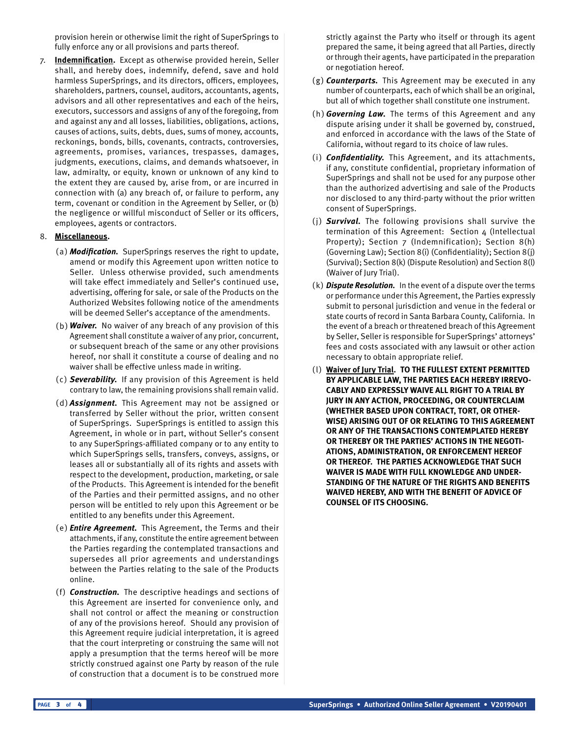provision herein or otherwise limit the right of SuperSprings to fully enforce any or all provisions and parts thereof.

7. **Indemnification.** Except as otherwise provided herein, Seller shall, and hereby does, indemnify, defend, save and hold harmless SuperSprings, and its directors, officers, employees, shareholders, partners, counsel, auditors, accountants, agents, advisors and all other representatives and each of the heirs, executors, successors and assigns of any of the foregoing, from and against any and all losses, liabilities, obligations, actions, causes of actions, suits, debts, dues, sums of money, accounts, reckonings, bonds, bills, covenants, contracts, controversies, agreements, promises, variances, trespasses, damages, judgments, executions, claims, and demands whatsoever, in law, admiralty, or equity, known or unknown of any kind to the extent they are caused by, arise from, or are incurred in connection with (a) any breach of, or failure to perform, any term, covenant or condition in the Agreement by Seller, or (b) the negligence or willful misconduct of Seller or its officers, employees, agents or contractors.

8. **Miscellaneous.**

   (a) ***Modification.*** SuperSprings reserves the right to update, amend or modify this Agreement upon written notice to Seller. Unless otherwise provided, such amendments will take effect immediately and Seller's continued use, advertising, offering for sale, or sale of the Products on the Authorized Websites following notice of the amendments will be deemed Seller's acceptance of the amendments.

   (b) ***Waiver.*** No waiver of any breach of any provision of this Agreement shall constitute a waiver of any prior, concurrent, or subsequent breach of the same or any other provisions hereof, nor shall it constitute a course of dealing and no waiver shall be effective unless made in writing.

   (c) ***Severability.*** If any provision of this Agreement is held contrary to law, the remaining provisions shall remain valid.

   (d) ***Assignment.*** This Agreement may not be assigned or transferred by Seller without the prior, written consent of SuperSprings. SuperSprings is entitled to assign this Agreement, in whole or in part, without Seller's consent to any SuperSprings-affiliated company or to any entity to which SuperSprings sells, transfers, conveys, assigns, or leases all or substantially all of its rights and assets with respect to the development, production, marketing, or sale of the Products. This Agreement is intended for the benefit of the Parties and their permitted assigns, and no other person will be entitled to rely upon this Agreement or be entitled to any benefits under this Agreement.

   (e) ***Entire Agreement.*** This Agreement, the Terms and their attachments, if any, constitute the entire agreement between the Parties regarding the contemplated transactions and supersedes all prior agreements and understandings between the Parties relating to the sale of the Products online.

   (f) ***Construction.*** The descriptive headings and sections of this Agreement are inserted for convenience only, and shall not control or affect the meaning or construction of any of the provisions hereof. Should any provision of this Agreement require judicial interpretation, it is agreed that the court interpreting or construing the same will not apply a presumption that the terms hereof will be more strictly construed against one Party by reason of the rule of construction that a document is to be construed more strictly against the Party who itself or through its agent prepared the same, it being agreed that all Parties, directly or through their agents, have participated in the preparation or negotiation hereof.

   (g) ***Counterparts.*** This Agreement may be executed in any number of counterparts, each of which shall be an original, but all of which together shall constitute one instrument.

   (h) ***Governing Law.*** The terms of this Agreement and any dispute arising under it shall be governed by, construed, and enforced in accordance with the laws of the State of California, without regard to its choice of law rules.

   (i) ***Confidentiality.*** This Agreement, and its attachments, if any, constitute confidential, proprietary information of SuperSprings and shall not be used for any purpose other than the authorized advertising and sale of the Products nor disclosed to any third-party without the prior written consent of SuperSprings.

   (j) ***Survival.*** The following provisions shall survive the termination of this Agreement: Section 4 (Intellectual Property); Section 7 (Indemnification); Section 8(h) (Governing Law); Section 8(i) (Confidentiality); Section 8(j) (Survival); Section 8(k) (Dispute Resolution) and Section 8(l) (Waiver of Jury Trial).

   (k) ***Dispute Resolution.*** In the event of a dispute over the terms or performance under this Agreement, the Parties expressly submit to personal jurisdiction and venue in the federal or state courts of record in Santa Barbara County, California. In the event of a breach or threatened breach of this Agreement by Seller, Seller is responsible for SuperSprings' attorneys' fees and costs associated with any lawsuit or other action necessary to obtain appropriate relief.

   (l) **Waiver of Jury Trial. TO THE FULLEST EXTENT PERMITTED BY APPLICABLE LAW, THE PARTIES EACH HEREBY IRREVOCABLY AND EXPRESSLY WAIVE ALL RIGHT TO A TRIAL BY JURY IN ANY ACTION, PROCEEDING, OR COUNTERCLAIM (WHETHER BASED UPON CONTRACT, TORT, OR OTHERWISE) ARISING OUT OF OR RELATING TO THIS AGREEMENT OR ANY OF THE TRANSACTIONS CONTEMPLATED HEREBY OR THEREBY OR THE PARTIES' ACTIONS IN THE NEGOTIATIONS, ADMINISTRATION, OR ENFORCEMENT HEREOF OR THEREOF. THE PARTIES ACKNOWLEDGE THAT SUCH WAIVER IS MADE WITH FULL KNOWLEDGE AND UNDERSTANDING OF THE NATURE OF THE RIGHTS AND BENEFITS WAIVED HEREBY, AND WITH THE BENEFIT OF ADVICE OF COUNSEL OF ITS CHOOSING.**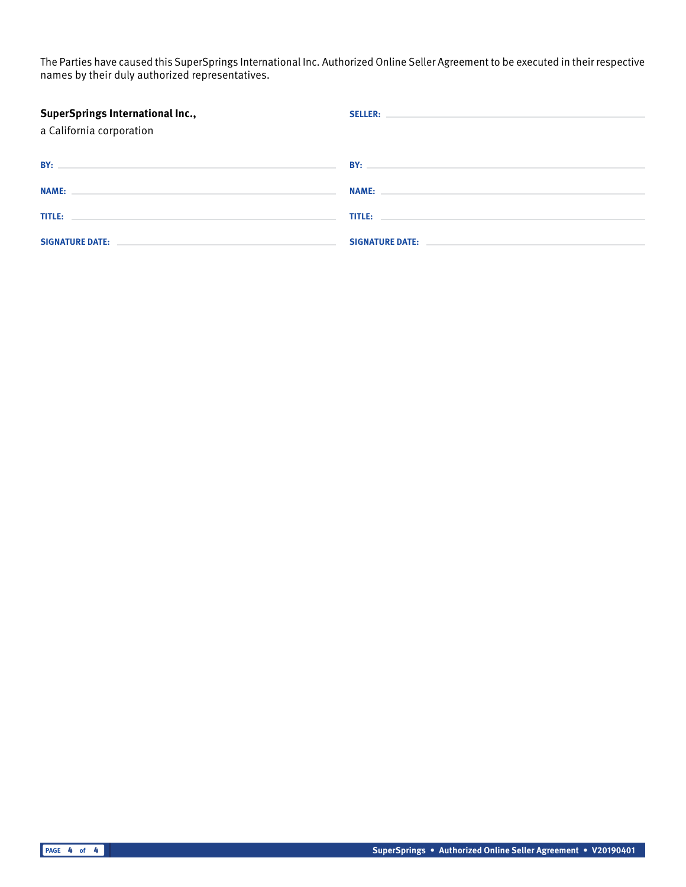The Parties have caused this SuperSprings International Inc. Authorized Online Seller Agreement to be executed in their respective names by their duly authorized representatives.

| | |
|---|---|
| **SuperSprings International Inc.,** a California corporation | **SELLER:** ______________________ |
| **BY:** ______________________ | **BY:** ______________________ |
| **NAME:** ______________________ | **NAME:** ______________________ |
| **TITLE:** ______________________ | **TITLE:** ______________________ |
| **SIGNATURE DATE:** ______________________ | **SIGNATURE DATE:** ______________________ |